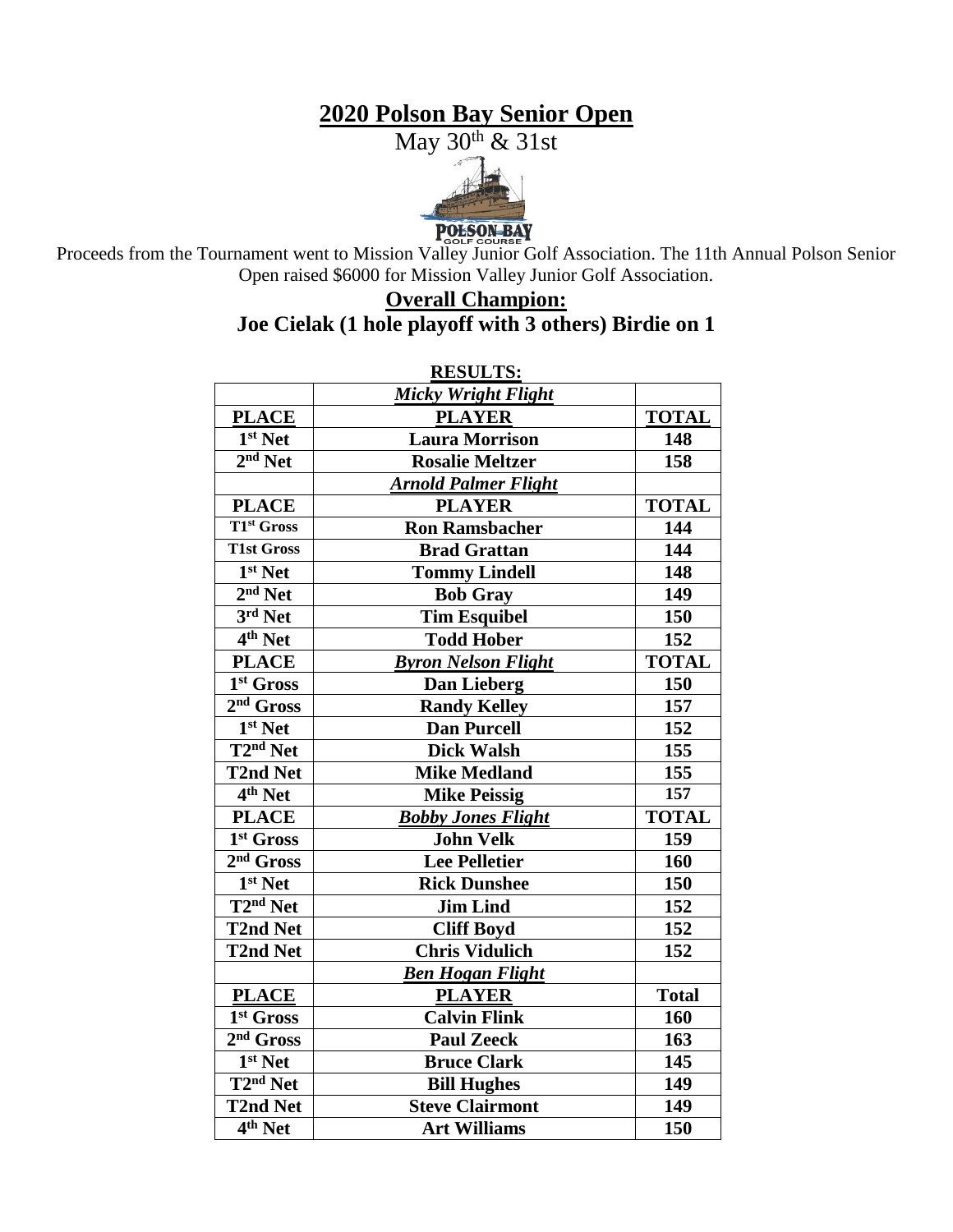# 2020 Polson Bay Senior Open

May 30th & 31st

Proceeds from the Tournament went to Mission Valley Junior Golf Association. The 11th Annual Polson Senior Open raised $6000 for Mission Valley Junior Golf Association.

## Overall Champion:

**Joe Cielak (1 hole playoff with 3 others) Birdie on 1**

**RESULTS:**

| | *Micky Wright Flight* | |
|---|---|---|
| **PLACE** | **PLAYER** | **TOTAL** |
| 1st Net | Laura Morrison | 148 |
| 2nd Net | Rosalie Meltzer | 158 |
| | *Arnold Palmer Flight* | |
| **PLACE** | **PLAYER** | **TOTAL** |
| T1st Gross | Ron Ramsbacher | 144 |
| T1st Gross | Brad Grattan | 144 |
| 1st Net | Tommy Lindell | 148 |
| 2nd Net | Bob Gray | 149 |
| 3rd Net | Tim Esquibel | 150 |
| 4th Net | Todd Hober | 152 |
| **PLACE** | *Byron Nelson Flight* | **TOTAL** |
| 1st Gross | Dan Lieberg | 150 |
| 2nd Gross | Randy Kelley | 157 |
| 1st Net | Dan Purcell | 152 |
| T2nd Net | Dick Walsh | 155 |
| T2nd Net | Mike Medland | 155 |
| 4th Net | Mike Peissig | 157 |
| **PLACE** | *Bobby Jones Flight* | **TOTAL** |
| 1st Gross | John Velk | 159 |
| 2nd Gross | Lee Pelletier | 160 |
| 1st Net | Rick Dunshee | 150 |
| T2nd Net | Jim Lind | 152 |
| T2nd Net | Cliff Boyd | 152 |
| T2nd Net | Chris Vidulich | 152 |
| | *Ben Hogan Flight* | |
| **PLACE** | **PLAYER** | **Total** |
| 1st Gross | Calvin Flink | 160 |
| 2nd Gross | Paul Zeeck | 163 |
| 1st Net | Bruce Clark | 145 |
| T2nd Net | Bill Hughes | 149 |
| T2nd Net | Steve Clairmont | 149 |
| 4th Net | Art Williams | 150 |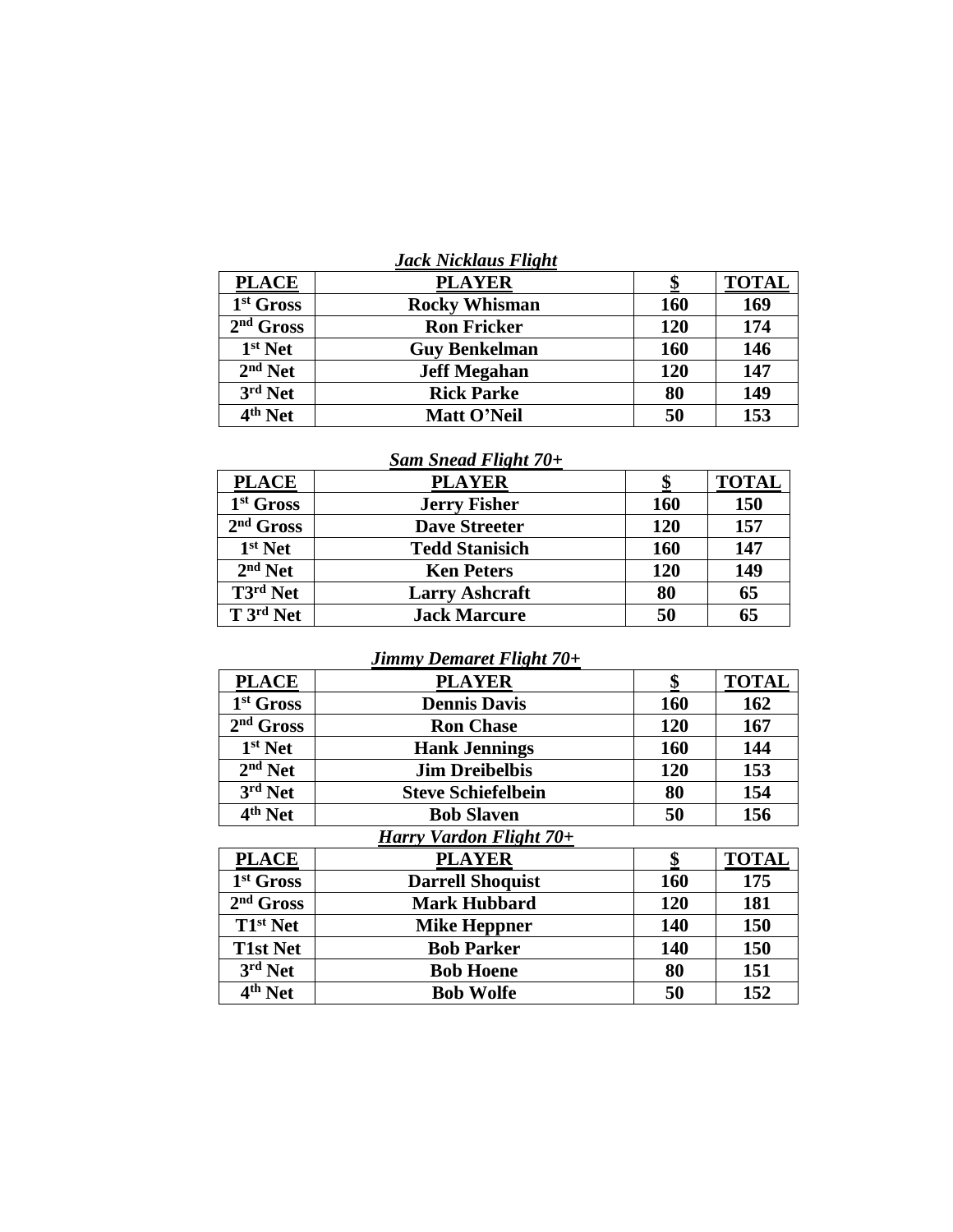***Jack Nicklaus Flight***

| PLACE | PLAYER | $ | TOTAL |
|---|---|---|---|
| 1st Gross | Rocky Whisman | 160 | 169 |
| 2nd Gross | Ron Fricker | 120 | 174 |
| 1st Net | Guy Benkelman | 160 | 146 |
| 2nd Net | Jeff Megahan | 120 | 147 |
| 3rd Net | Rick Parke | 80 | 149 |
| 4th Net | Matt O'Neil | 50 | 153 |

***Sam Snead Flight 70+***

| PLACE | PLAYER | $ | TOTAL |
|---|---|---|---|
| 1st Gross | Jerry Fisher | 160 | 150 |
| 2nd Gross | Dave Streeter | 120 | 157 |
| 1st Net | Tedd Stanisich | 160 | 147 |
| 2nd Net | Ken Peters | 120 | 149 |
| T3rd Net | Larry Ashcraft | 80 | 65 |
| T 3rd Net | Jack Marcure | 50 | 65 |

***Jimmy Demaret Flight 70+***

| PLACE | PLAYER | $ | TOTAL |
|---|---|---|---|
| 1st Gross | Dennis Davis | 160 | 162 |
| 2nd Gross | Ron Chase | 120 | 167 |
| 1st Net | Hank Jennings | 160 | 144 |
| 2nd Net | Jim Dreibelbis | 120 | 153 |
| 3rd Net | Steve Schiefelbein | 80 | 154 |
| 4th Net | Bob Slaven | 50 | 156 |

***Harry Vardon Flight 70+***

| PLACE | PLAYER | $ | TOTAL |
|---|---|---|---|
| 1st Gross | Darrell Shoquist | 160 | 175 |
| 2nd Gross | Mark Hubbard | 120 | 181 |
| T1st Net | Mike Heppner | 140 | 150 |
| T1st Net | Bob Parker | 140 | 150 |
| 3rd Net | Bob Hoene | 80 | 151 |
| 4th Net | Bob Wolfe | 50 | 152 |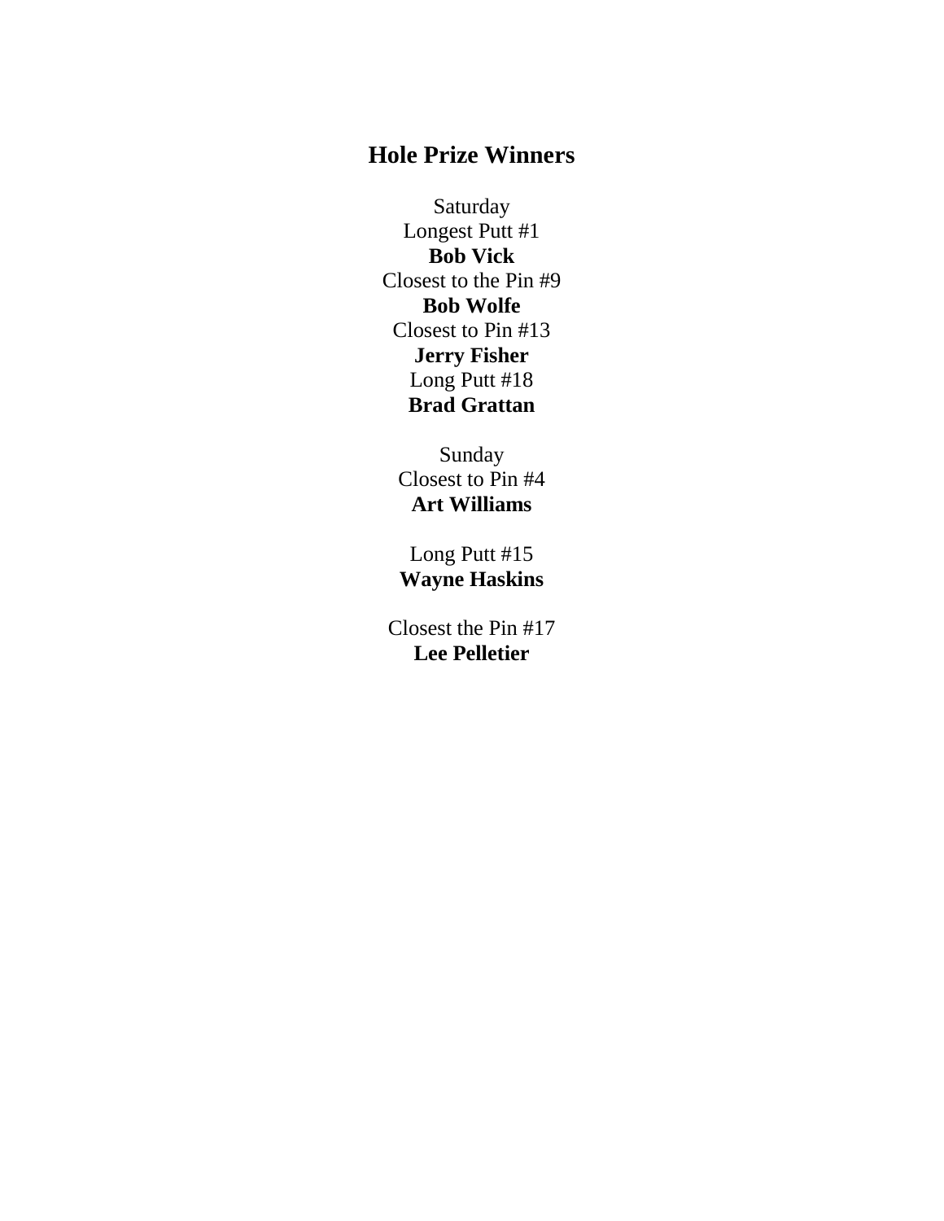## Hole Prize Winners

Saturday
Longest Putt #1
**Bob Vick**
Closest to the Pin #9
**Bob Wolfe**
Closest to Pin #13
**Jerry Fisher**
Long Putt #18
**Brad Grattan**

Sunday
Closest to Pin #4
**Art Williams**

Long Putt #15
**Wayne Haskins**

Closest the Pin #17
**Lee Pelletier**